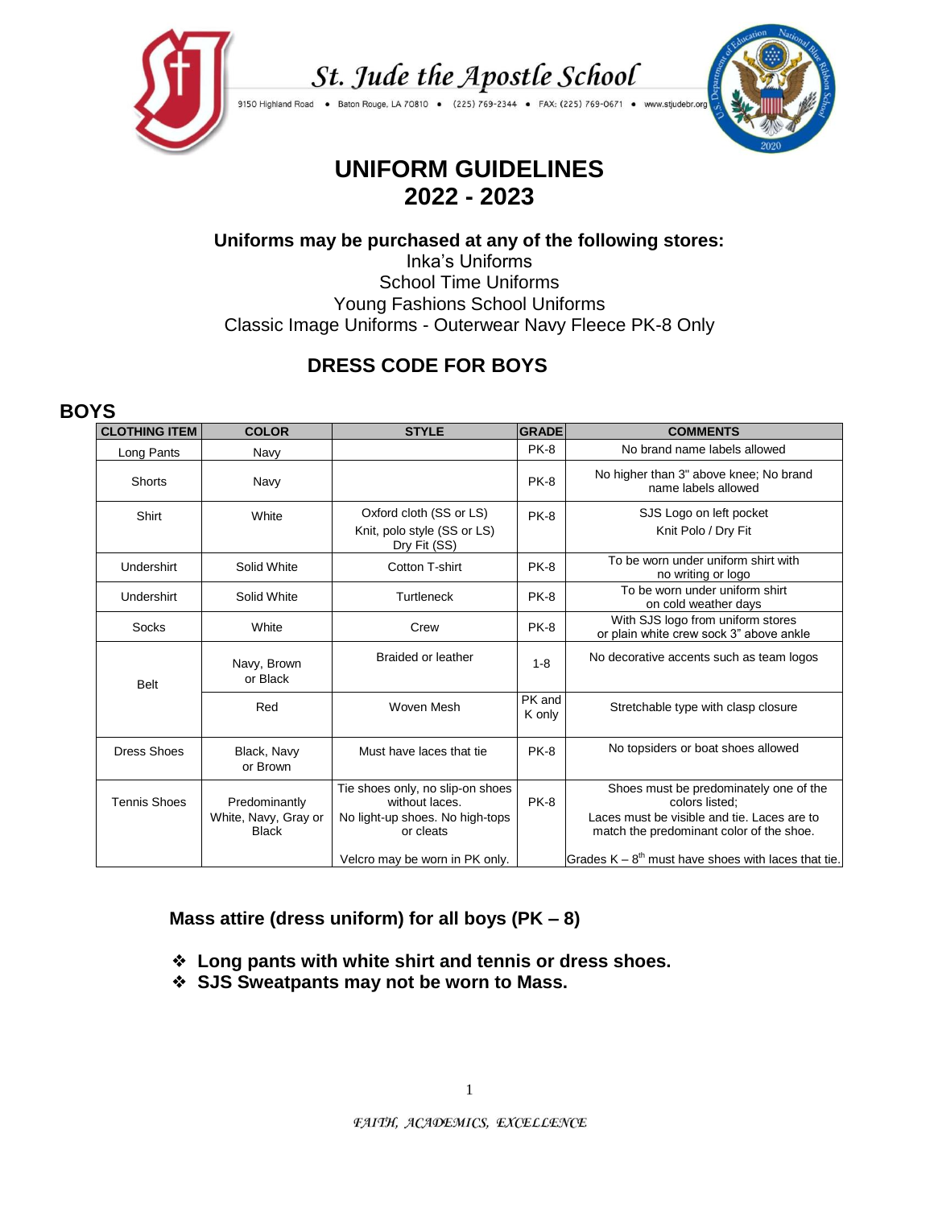St. Jude the Apostle School

9150 Highland Road • Baton Rouge, LA 70810 • (225) 769-2344 • FAX: (225) 769-0671 • www.stjudebr.org

# UNIFORM GUIDELINES
# 2022 - 2023

**Uniforms may be purchased at any of the following stores:**

Inka's Uniforms
School Time Uniforms
Young Fashions School Uniforms
Classic Image Uniforms - Outerwear Navy Fleece PK-8 Only

## DRESS CODE FOR BOYS

## BOYS

| CLOTHING ITEM | COLOR | STYLE | GRADE | COMMENTS |
|---|---|---|---|---|
| Long Pants | Navy | | PK-8 | No brand name labels allowed |
| Shorts | Navy | | PK-8 | No higher than 3" above knee; No brand name labels allowed |
| Shirt | White | Oxford cloth (SS or LS)<br>Knit, polo style (SS or LS)<br>Dry Fit (SS) | PK-8 | SJS Logo on left pocket<br>Knit Polo / Dry Fit |
| Undershirt | Solid White | Cotton T-shirt | PK-8 | To be worn under uniform shirt with no writing or logo |
| Undershirt | Solid White | Turtleneck | PK-8 | To be worn under uniform shirt on cold weather days |
| Socks | White | Crew | PK-8 | With SJS logo from uniform stores or plain white crew sock 3" above ankle |
| Belt | Navy, Brown or Black | Braided or leather | 1-8 | No decorative accents such as team logos |
| | Red | Woven Mesh | PK and K only | Stretchable type with clasp closure |
| Dress Shoes | Black, Navy or Brown | Must have laces that tie | PK-8 | No topsiders or boat shoes allowed |
| Tennis Shoes | Predominantly White, Navy, Gray or Black | Tie shoes only, no slip-on shoes without laces.<br>No light-up shoes. No high-tops or cleats<br><br>Velcro may be worn in PK only. | PK-8 | Shoes must be predominately one of the colors listed;<br>Laces must be visible and tie. Laces are to match the predominant color of the shoe.<br><br>Grades K – 8th must have shoes with laces that tie. |

### Mass attire (dress uniform) for all boys (PK – 8)

- **Long pants with white shirt and tennis or dress shoes.**
- **SJS Sweatpants may not be worn to Mass.**

*FAITH, ACADEMICS, EXCELLENCE*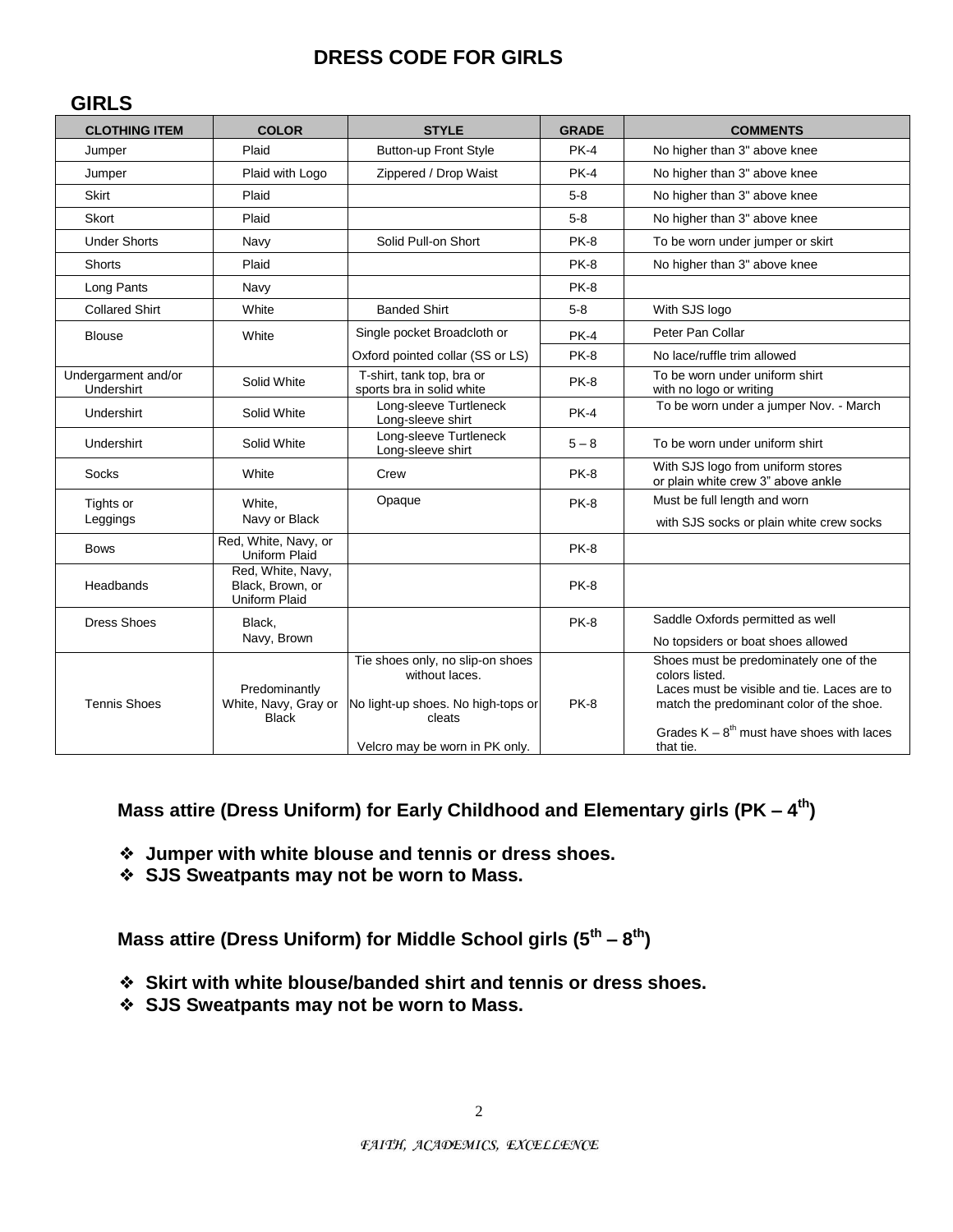# DRESS CODE FOR GIRLS

## GIRLS

| CLOTHING ITEM | COLOR | STYLE | GRADE | COMMENTS |
|---|---|---|---|---|
| Jumper | Plaid | Button-up Front Style | PK-4 | No higher than 3" above knee |
| Jumper | Plaid with Logo | Zippered / Drop Waist | PK-4 | No higher than 3" above knee |
| Skirt | Plaid | | 5-8 | No higher than 3" above knee |
| Skort | Plaid | | 5-8 | No higher than 3" above knee |
| Under Shorts | Navy | Solid Pull-on Short | PK-8 | To be worn under jumper or skirt |
| Shorts | Plaid | | PK-8 | No higher than 3" above knee |
| Long Pants | Navy | | PK-8 | |
| Collared Shirt | White | Banded Shirt | 5-8 | With SJS logo |
| Blouse | White | Single pocket Broadcloth or | PK-4 | Peter Pan Collar |
| | | Oxford pointed collar (SS or LS) | PK-8 | No lace/ruffle trim allowed |
| Undergarment and/or Undershirt | Solid White | T-shirt, tank top, bra or sports bra in solid white | PK-8 | To be worn under uniform shirt with no logo or writing |
| Undershirt | Solid White | Long-sleeve Turtleneck Long-sleeve shirt | PK-4 | To be worn under a jumper Nov. - March |
| Undershirt | Solid White | Long-sleeve Turtleneck Long-sleeve shirt | 5 – 8 | To be worn under uniform shirt |
| Socks | White | Crew | PK-8 | With SJS logo from uniform stores or plain white crew 3" above ankle |
| Tights or Leggings | White, Navy or Black | Opaque | PK-8 | Must be full length and worn with SJS socks or plain white crew socks |
| Bows | Red, White, Navy, or Uniform Plaid | | PK-8 | |
| Headbands | Red, White, Navy, Black, Brown, or Uniform Plaid | | PK-8 | |
| Dress Shoes | Black, Navy, Brown | | PK-8 | Saddle Oxfords permitted as well<br>No topsiders or boat shoes allowed |
| Tennis Shoes | Predominantly White, Navy, Gray or Black | Tie shoes only, no slip-on shoes without laces.<br>No light-up shoes. No high-tops or cleats<br>Velcro may be worn in PK only. | PK-8 | Shoes must be predominately one of the colors listed.<br>Laces must be visible and tie. Laces are to match the predominant color of the shoe.<br>Grades K – 8th must have shoes with laces that tie. |

### Mass attire (Dress Uniform) for Early Childhood and Elementary girls (PK – 4th)

- **Jumper with white blouse and tennis or dress shoes.**
- **SJS Sweatpants may not be worn to Mass.**

### Mass attire (Dress Uniform) for Middle School girls (5th – 8th)

- **Skirt with white blouse/banded shirt and tennis or dress shoes.**
- **SJS Sweatpants may not be worn to Mass.**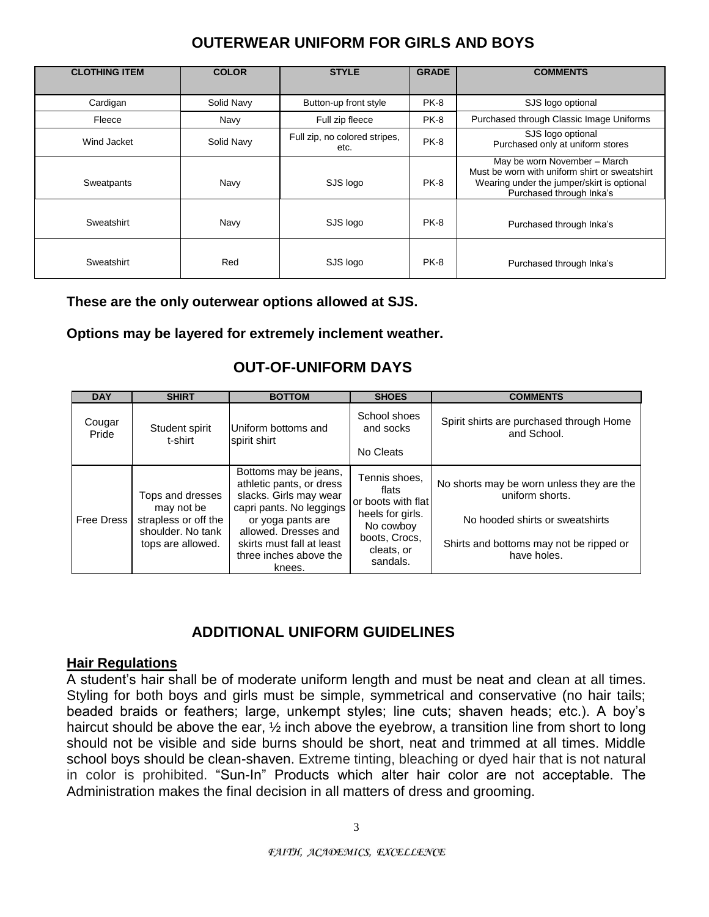## OUTERWEAR UNIFORM FOR GIRLS AND BOYS

| CLOTHING ITEM | COLOR | STYLE | GRADE | COMMENTS |
|---|---|---|---|---|
| Cardigan | Solid Navy | Button-up front style | PK-8 | SJS logo optional |
| Fleece | Navy | Full zip fleece | PK-8 | Purchased through Classic Image Uniforms |
| Wind Jacket | Solid Navy | Full zip, no colored stripes, etc. | PK-8 | SJS logo optional<br>Purchased only at uniform stores |
| Sweatpants | Navy | SJS logo | PK-8 | May be worn November – March<br>Must be worn with uniform shirt or sweatshirt<br>Wearing under the jumper/skirt is optional<br>Purchased through Inka's |
| Sweatshirt | Navy | SJS logo | PK-8 | Purchased through Inka's |
| Sweatshirt | Red | SJS logo | PK-8 | Purchased through Inka's |

**These are the only outerwear options allowed at SJS.**

**Options may be layered for extremely inclement weather.**

## OUT-OF-UNIFORM DAYS

| DAY | SHIRT | BOTTOM | SHOES | COMMENTS |
|---|---|---|---|---|
| Cougar Pride | Student spirit t-shirt | Uniform bottoms and spirit shirt | School shoes and socks<br><br>No Cleats | Spirit shirts are purchased through Home and School. |
| Free Dress | Tops and dresses may not be strapless or off the shoulder. No tank tops are allowed. | Bottoms may be jeans, athletic pants, or dress slacks. Girls may wear capri pants. No leggings or yoga pants are allowed. Dresses and skirts must fall at least three inches above the knees. | Tennis shoes, flats or boots with flat heels for girls. No cowboy boots, Crocs, cleats, or sandals. | No shorts may be worn unless they are the uniform shorts.<br><br>No hooded shirts or sweatshirts<br><br>Shirts and bottoms may not be ripped or have holes. |

## ADDITIONAL UNIFORM GUIDELINES

**Hair Regulations**

A student's hair shall be of moderate uniform length and must be neat and clean at all times. Styling for both boys and girls must be simple, symmetrical and conservative (no hair tails; beaded braids or feathers; large, unkempt styles; line cuts; shaven heads; etc.). A boy's haircut should be above the ear, ½ inch above the eyebrow, a transition line from short to long should not be visible and side burns should be short, neat and trimmed at all times. Middle school boys should be clean-shaven. Extreme tinting, bleaching or dyed hair that is not natural in color is prohibited. "Sun-In" Products which alter hair color are not acceptable. The Administration makes the final decision in all matters of dress and grooming.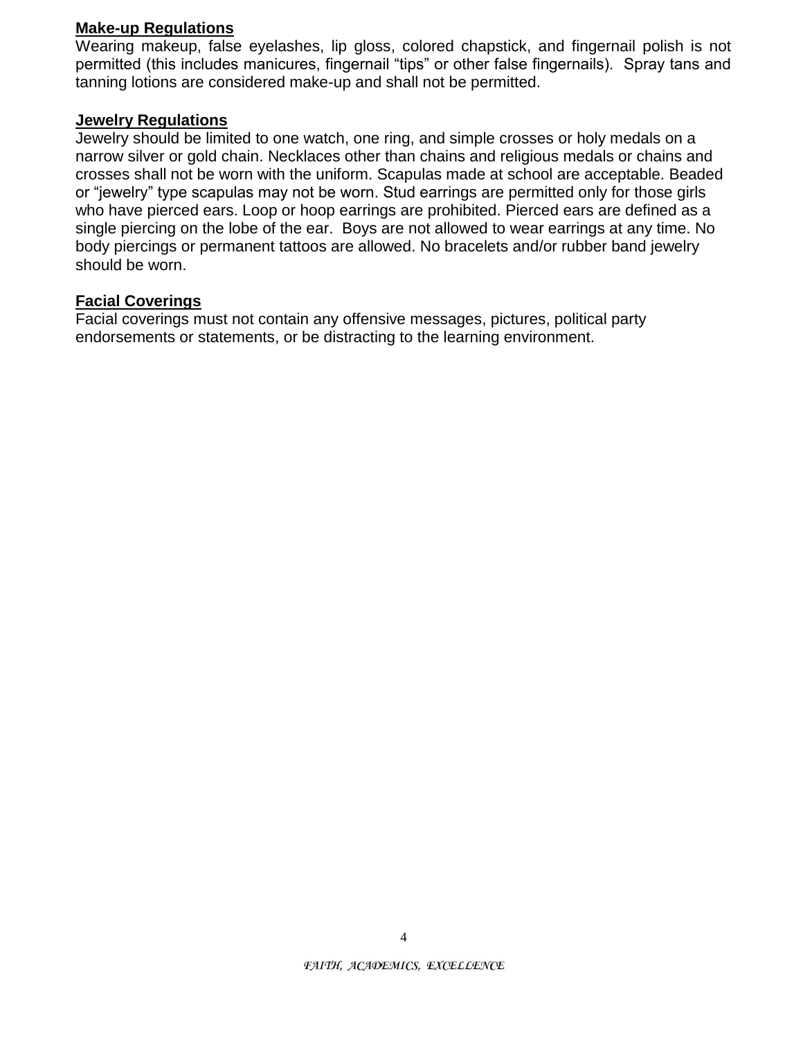**Make-up Regulations**

Wearing makeup, false eyelashes, lip gloss, colored chapstick, and fingernail polish is not permitted (this includes manicures, fingernail "tips" or other false fingernails). Spray tans and tanning lotions are considered make-up and shall not be permitted.

**Jewelry Regulations**

Jewelry should be limited to one watch, one ring, and simple crosses or holy medals on a narrow silver or gold chain. Necklaces other than chains and religious medals or chains and crosses shall not be worn with the uniform. Scapulas made at school are acceptable. Beaded or "jewelry" type scapulas may not be worn. Stud earrings are permitted only for those girls who have pierced ears. Loop or hoop earrings are prohibited. Pierced ears are defined as a single piercing on the lobe of the ear. Boys are not allowed to wear earrings at any time. No body piercings or permanent tattoos are allowed. No bracelets and/or rubber band jewelry should be worn.

**Facial Coverings**

Facial coverings must not contain any offensive messages, pictures, political party endorsements or statements, or be distracting to the learning environment.